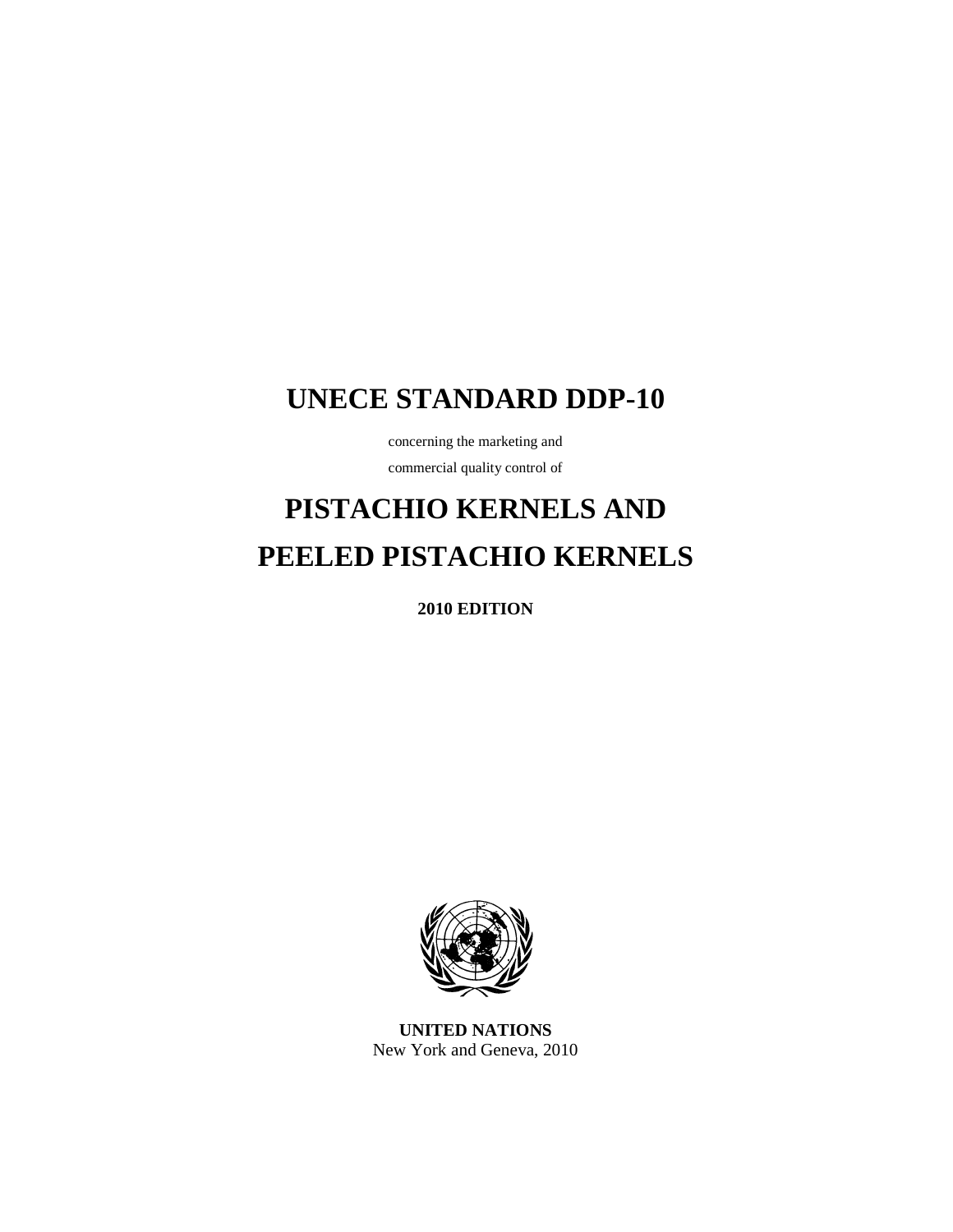# UNECE STANDARD DDP-10

concerning the marketing and

commercial quality control of

# PISTACHIO KERNELS AND PEELED PISTACHIO KERNELS

**2010 EDITION**

**UNITED NATIONS**
New York and Geneva, 2010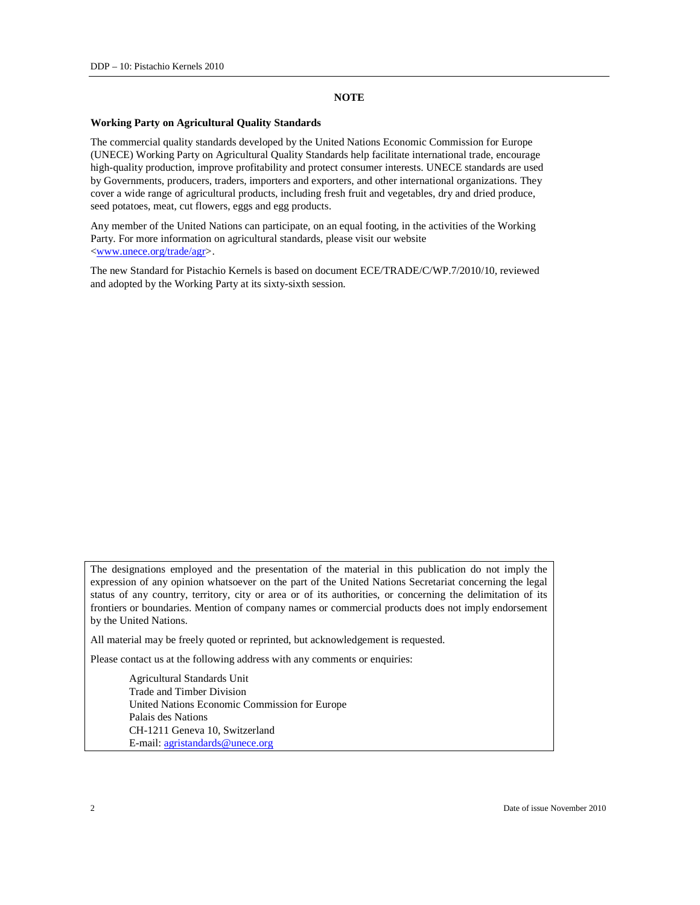# NOTE

**Working Party on Agricultural Quality Standards**

The commercial quality standards developed by the United Nations Economic Commission for Europe (UNECE) Working Party on Agricultural Quality Standards help facilitate international trade, encourage high-quality production, improve profitability and protect consumer interests. UNECE standards are used by Governments, producers, traders, importers and exporters, and other international organizations. They cover a wide range of agricultural products, including fresh fruit and vegetables, dry and dried produce, seed potatoes, meat, cut flowers, eggs and egg products.

Any member of the United Nations can participate, on an equal footing, in the activities of the Working Party. For more information on agricultural standards, please visit our website <www.unece.org/trade/agr>.

The new Standard for Pistachio Kernels is based on document ECE/TRADE/C/WP.7/2010/10, reviewed and adopted by the Working Party at its sixty-sixth session.

The designations employed and the presentation of the material in this publication do not imply the expression of any opinion whatsoever on the part of the United Nations Secretariat concerning the legal status of any country, territory, city or area or of its authorities, or concerning the delimitation of its frontiers or boundaries. Mention of company names or commercial products does not imply endorsement by the United Nations.

All material may be freely quoted or reprinted, but acknowledgement is requested.

Please contact us at the following address with any comments or enquiries:

Agricultural Standards Unit
Trade and Timber Division
United Nations Economic Commission for Europe
Palais des Nations
CH-1211 Geneva 10, Switzerland
E-mail: agristandards@unece.org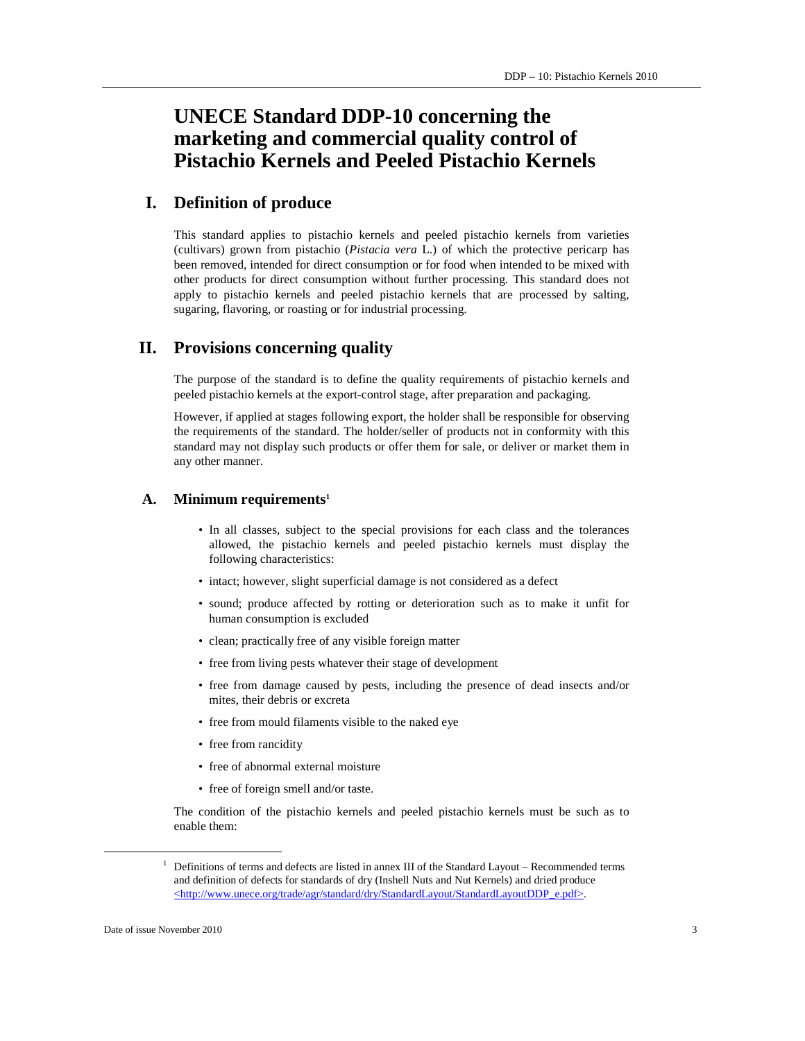# UNECE Standard DDP-10 concerning the marketing and commercial quality control of Pistachio Kernels and Peeled Pistachio Kernels

## I. Definition of produce

This standard applies to pistachio kernels and peeled pistachio kernels from varieties (cultivars) grown from pistachio (*Pistacia vera* L.) of which the protective pericarp has been removed, intended for direct consumption or for food when intended to be mixed with other products for direct consumption without further processing. This standard does not apply to pistachio kernels and peeled pistachio kernels that are processed by salting, sugaring, flavoring, or roasting or for industrial processing.

## II. Provisions concerning quality

The purpose of the standard is to define the quality requirements of pistachio kernels and peeled pistachio kernels at the export-control stage, after preparation and packaging.

However, if applied at stages following export, the holder shall be responsible for observing the requirements of the standard. The holder/seller of products not in conformity with this standard may not display such products or offer them for sale, or deliver or market them in any other manner.

### A. Minimum requirements[1]

- In all classes, subject to the special provisions for each class and the tolerances allowed, the pistachio kernels and peeled pistachio kernels must display the following characteristics:
- intact; however, slight superficial damage is not considered as a defect
- sound; produce affected by rotting or deterioration such as to make it unfit for human consumption is excluded
- clean; practically free of any visible foreign matter
- free from living pests whatever their stage of development
- free from damage caused by pests, including the presence of dead insects and/or mites, their debris or excreta
- free from mould filaments visible to the naked eye
- free from rancidity
- free of abnormal external moisture
- free of foreign smell and/or taste.

The condition of the pistachio kernels and peeled pistachio kernels must be such as to enable them:

[1] Definitions of terms and defects are listed in annex III of the Standard Layout – Recommended terms and definition of defects for standards of dry (Inshell Nuts and Nut Kernels) and dried produce <http://www.unece.org/trade/agr/standard/dry/StandardLayout/StandardLayoutDDP_e.pdf>.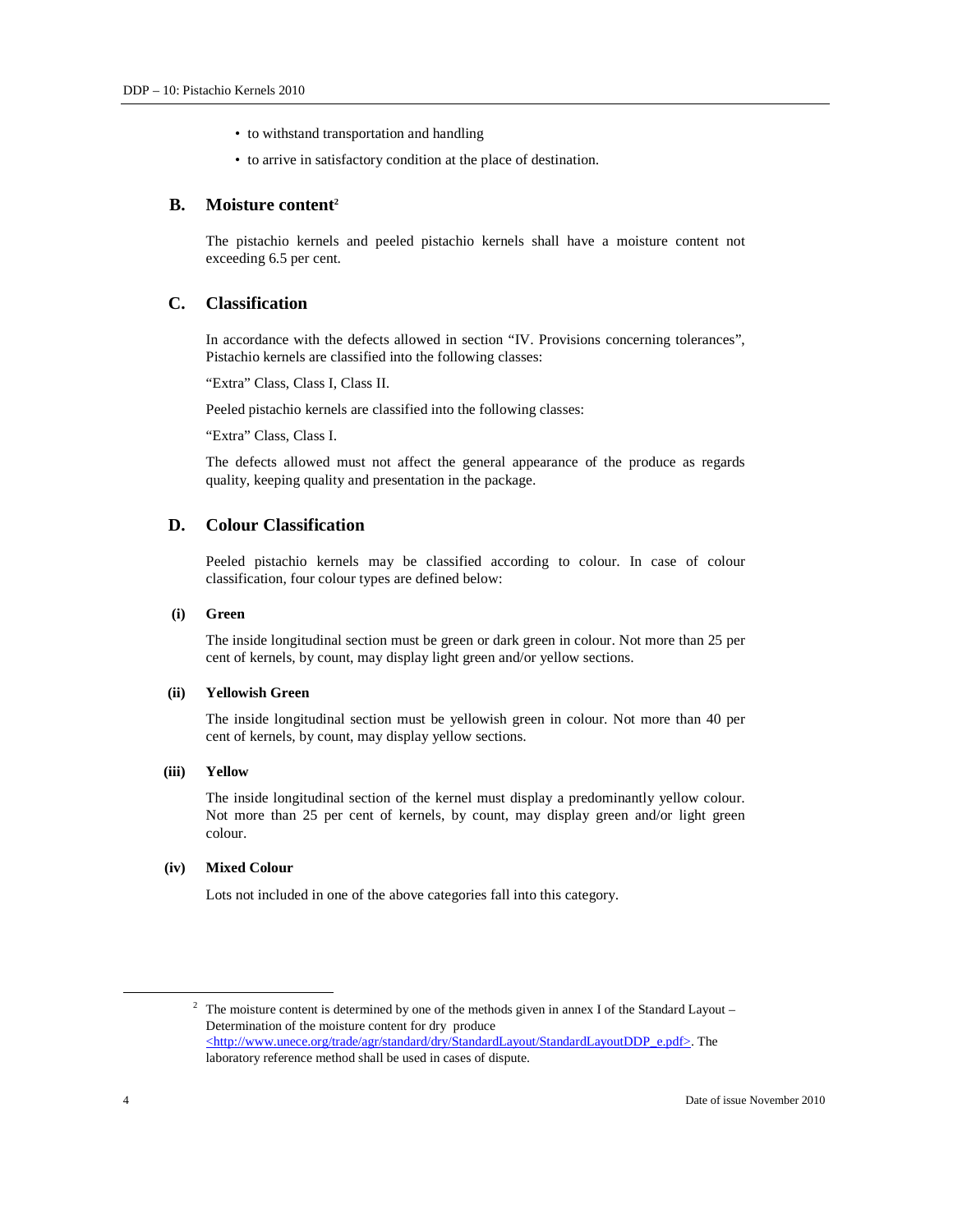- to withstand transportation and handling
- to arrive in satisfactory condition at the place of destination.

## B. Moisture content[2]

The pistachio kernels and peeled pistachio kernels shall have a moisture content not exceeding 6.5 per cent.

## C. Classification

In accordance with the defects allowed in section "IV. Provisions concerning tolerances", Pistachio kernels are classified into the following classes:

"Extra" Class, Class I, Class II.

Peeled pistachio kernels are classified into the following classes:

"Extra" Class, Class I.

The defects allowed must not affect the general appearance of the produce as regards quality, keeping quality and presentation in the package.

## D. Colour Classification

Peeled pistachio kernels may be classified according to colour. In case of colour classification, four colour types are defined below:

### (i) Green

The inside longitudinal section must be green or dark green in colour. Not more than 25 per cent of kernels, by count, may display light green and/or yellow sections.

### (ii) Yellowish Green

The inside longitudinal section must be yellowish green in colour. Not more than 40 per cent of kernels, by count, may display yellow sections.

### (iii) Yellow

The inside longitudinal section of the kernel must display a predominantly yellow colour. Not more than 25 per cent of kernels, by count, may display green and/or light green colour.

### (iv) Mixed Colour

Lots not included in one of the above categories fall into this category.

---

[2] The moisture content is determined by one of the methods given in annex I of the Standard Layout – Determination of the moisture content for dry produce <http://www.unece.org/trade/agr/standard/dry/StandardLayout/StandardLayoutDDP_e.pdf>. The laboratory reference method shall be used in cases of dispute.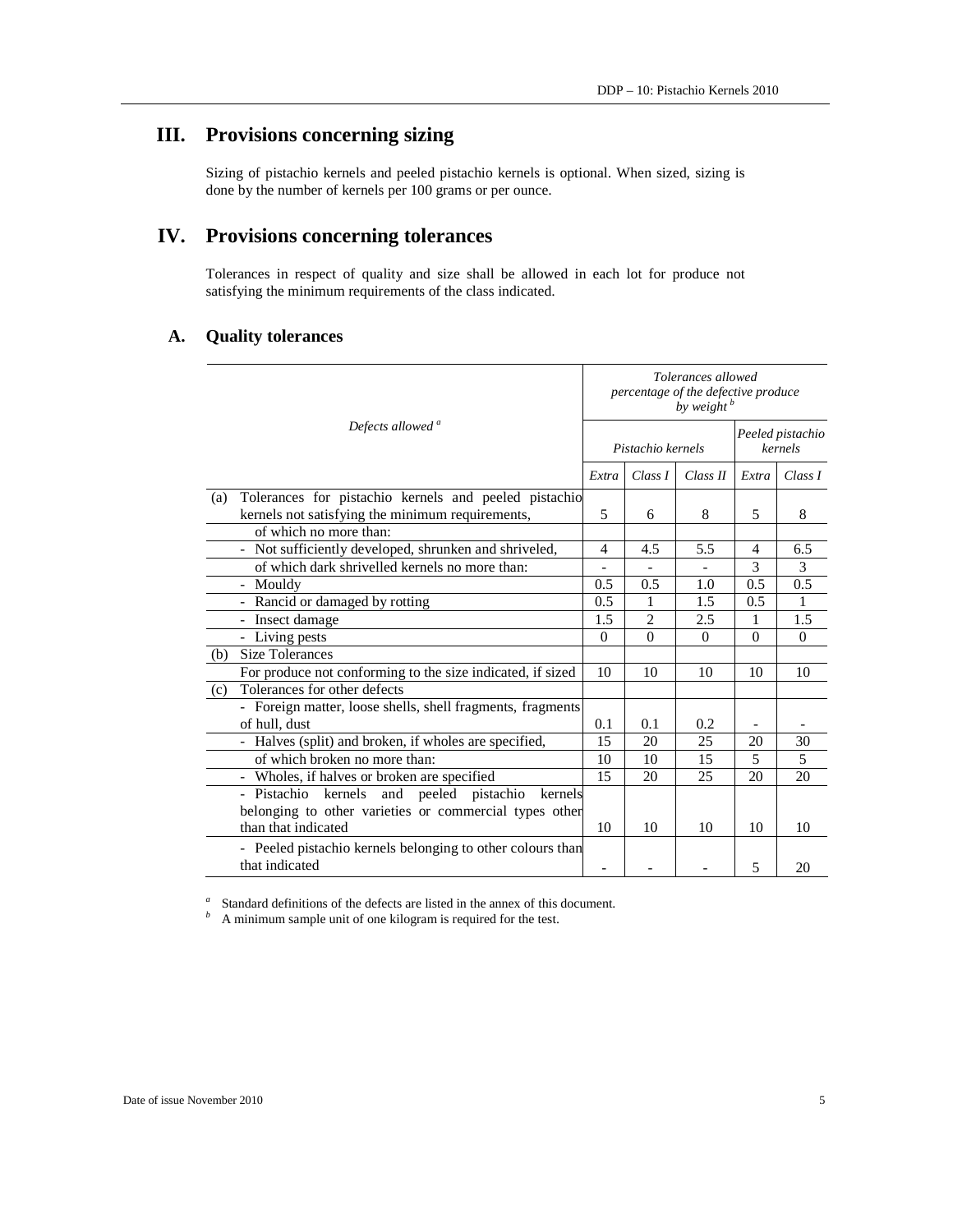# III. Provisions concerning sizing

Sizing of pistachio kernels and peeled pistachio kernels is optional. When sized, sizing is done by the number of kernels per 100 grams or per ounce.

# IV. Provisions concerning tolerances

Tolerances in respect of quality and size shall be allowed in each lot for produce not satisfying the minimum requirements of the class indicated.

## A. Quality tolerances

| *Defects allowed* [a] | *Tolerances allowed percentage of the defective produce by weight* [b] | | | | |
|---|---|---|---|---|---|
| | *Pistachio kernels* | | | *Peeled pistachio kernels* | |
| | *Extra* | *Class I* | *Class II* | *Extra* | *Class I* |
| (a) Tolerances for pistachio kernels and peeled pistachio kernels not satisfying the minimum requirements, | 5 | 6 | 8 | 5 | 8 |
| of which no more than: | | | | | |
| - Not sufficiently developed, shrunken and shriveled, | 4 | 4.5 | 5.5 | 4 | 6.5 |
| of which dark shrivelled kernels no more than: | - | - | - | 3 | 3 |
| - Mouldy | 0.5 | 0.5 | 1.0 | 0.5 | 0.5 |
| - Rancid or damaged by rotting | 0.5 | 1 | 1.5 | 0.5 | 1 |
| - Insect damage | 1.5 | 2 | 2.5 | 1 | 1.5 |
| - Living pests | 0 | 0 | 0 | 0 | 0 |
| (b) Size Tolerances | | | | | |
| For produce not conforming to the size indicated, if sized | 10 | 10 | 10 | 10 | 10 |
| (c) Tolerances for other defects | | | | | |
| - Foreign matter, loose shells, shell fragments, fragments of hull, dust | 0.1 | 0.1 | 0.2 | - | - |
| - Halves (split) and broken, if wholes are specified, | 15 | 20 | 25 | 20 | 30 |
| of which broken no more than: | 10 | 10 | 15 | 5 | 5 |
| - Wholes, if halves or broken are specified | 15 | 20 | 25 | 20 | 20 |
| - Pistachio kernels and peeled pistachio kernels belonging to other varieties or commercial types other than that indicated | 10 | 10 | 10 | 10 | 10 |
| - Peeled pistachio kernels belonging to other colours than that indicated | - | - | - | 5 | 20 |

[a] Standard definitions of the defects are listed in the annex of this document.
[b] A minimum sample unit of one kilogram is required for the test.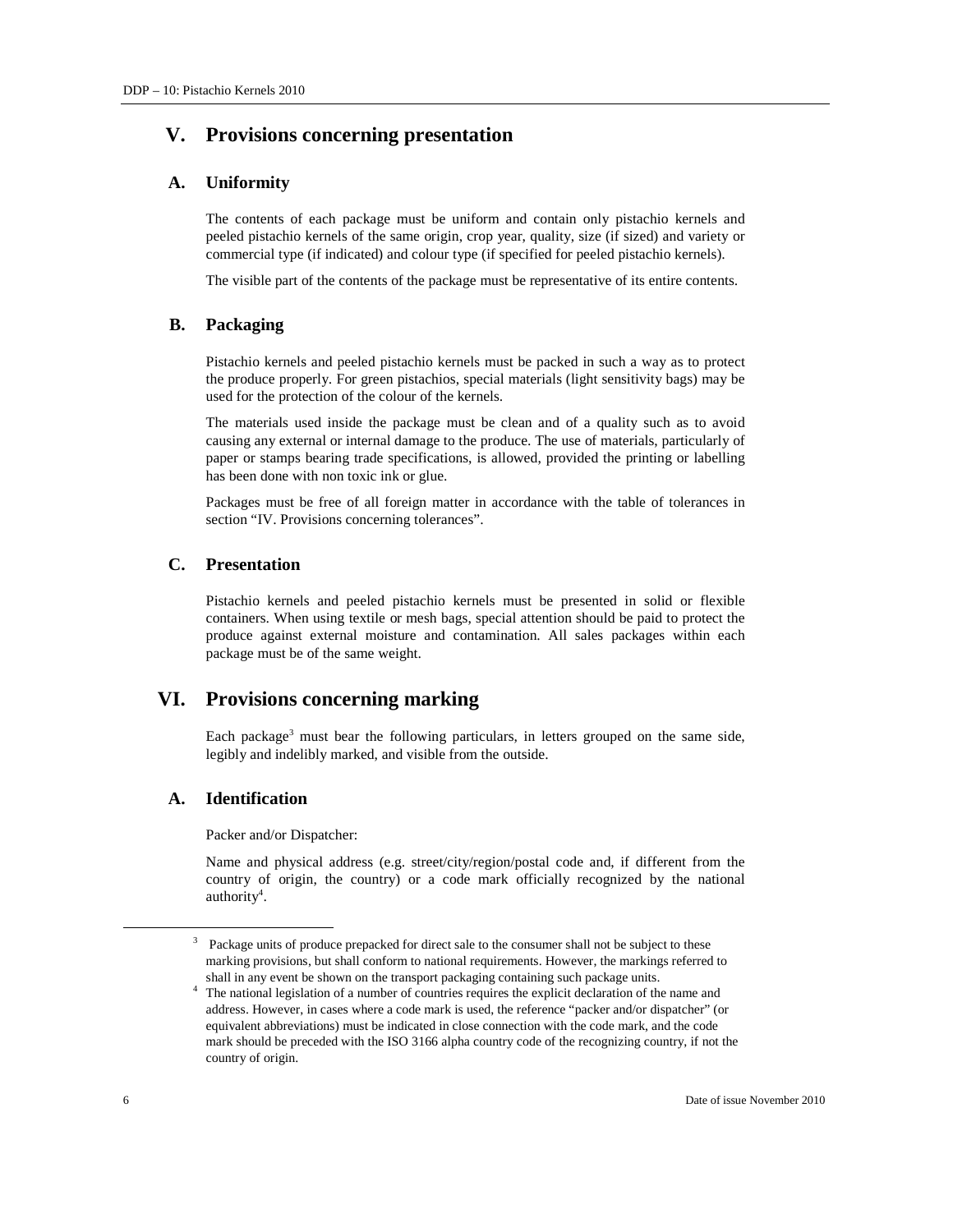# V. Provisions concerning presentation

## A. Uniformity

The contents of each package must be uniform and contain only pistachio kernels and peeled pistachio kernels of the same origin, crop year, quality, size (if sized) and variety or commercial type (if indicated) and colour type (if specified for peeled pistachio kernels).

The visible part of the contents of the package must be representative of its entire contents.

## B. Packaging

Pistachio kernels and peeled pistachio kernels must be packed in such a way as to protect the produce properly. For green pistachios, special materials (light sensitivity bags) may be used for the protection of the colour of the kernels.

The materials used inside the package must be clean and of a quality such as to avoid causing any external or internal damage to the produce. The use of materials, particularly of paper or stamps bearing trade specifications, is allowed, provided the printing or labelling has been done with non toxic ink or glue.

Packages must be free of all foreign matter in accordance with the table of tolerances in section "IV. Provisions concerning tolerances".

## C. Presentation

Pistachio kernels and peeled pistachio kernels must be presented in solid or flexible containers. When using textile or mesh bags, special attention should be paid to protect the produce against external moisture and contamination. All sales packages within each package must be of the same weight.

# VI. Provisions concerning marking

Each package[3] must bear the following particulars, in letters grouped on the same side, legibly and indelibly marked, and visible from the outside.

## A. Identification

Packer and/or Dispatcher:

Name and physical address (e.g. street/city/region/postal code and, if different from the country of origin, the country) or a code mark officially recognized by the national authority[4].

---

[3] Package units of produce prepacked for direct sale to the consumer shall not be subject to these marking provisions, but shall conform to national requirements. However, the markings referred to shall in any event be shown on the transport packaging containing such package units.

[4] The national legislation of a number of countries requires the explicit declaration of the name and address. However, in cases where a code mark is used, the reference "packer and/or dispatcher" (or equivalent abbreviations) must be indicated in close connection with the code mark, and the code mark should be preceded with the ISO 3166 alpha country code of the recognizing country, if not the country of origin.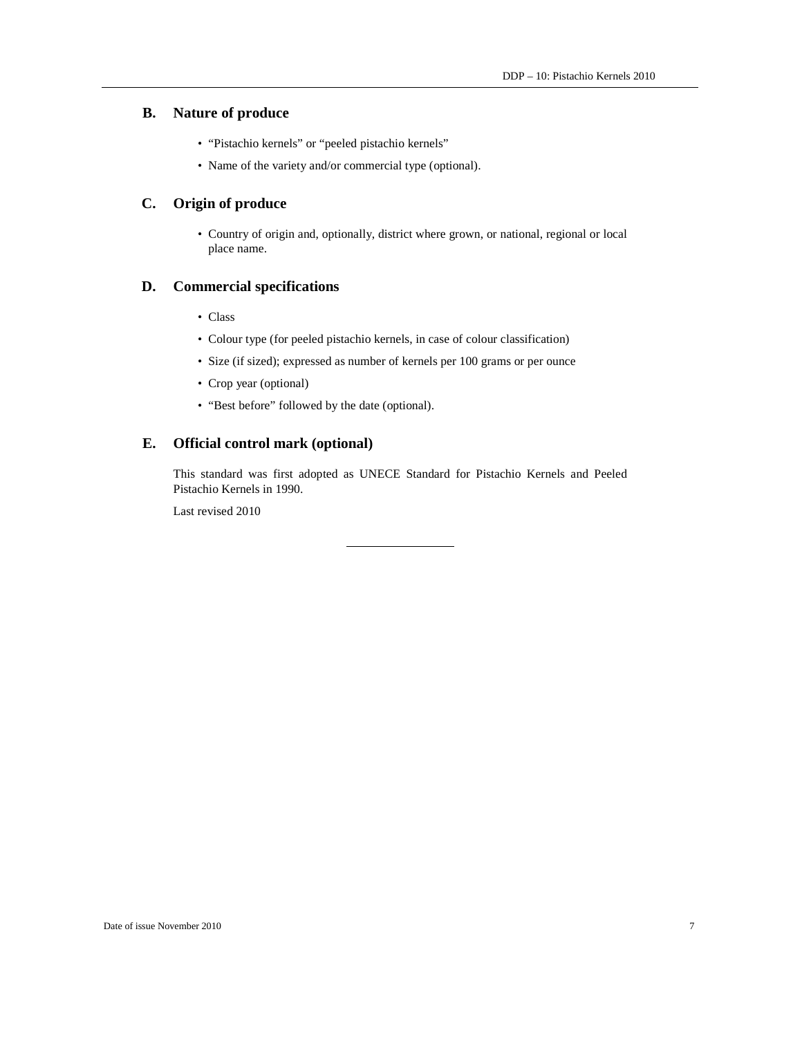## B. Nature of produce

- "Pistachio kernels" or "peeled pistachio kernels"
- Name of the variety and/or commercial type (optional).

## C. Origin of produce

- Country of origin and, optionally, district where grown, or national, regional or local place name.

## D. Commercial specifications

- Class
- Colour type (for peeled pistachio kernels, in case of colour classification)
- Size (if sized); expressed as number of kernels per 100 grams or per ounce
- Crop year (optional)
- "Best before" followed by the date (optional).

## E. Official control mark (optional)

This standard was first adopted as UNECE Standard for Pistachio Kernels and Peeled Pistachio Kernels in 1990.

Last revised 2010

---